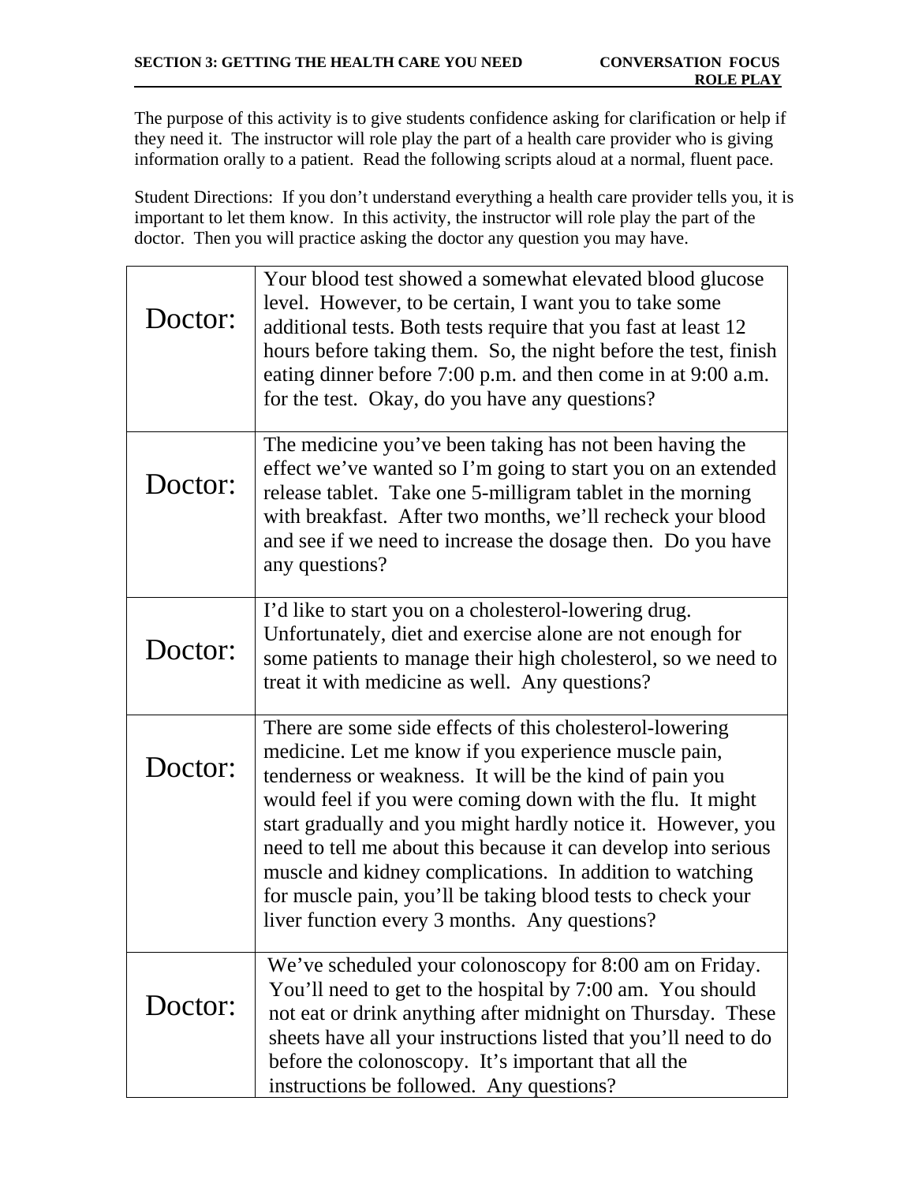**SECTION 3: GETTING THE HEALTH CARE YOU NEED** **CONVERSATION FOCUS ROLE PLAY**

The purpose of this activity is to give students confidence asking for clarification or help if they need it. The instructor will role play the part of a health care provider who is giving information orally to a patient. Read the following scripts aloud at a normal, fluent pace.

Student Directions: If you don't understand everything a health care provider tells you, it is important to let them know. In this activity, the instructor will role play the part of the doctor. Then you will practice asking the doctor any question you may have.

| | |
|---|---|
| Doctor: | Your blood test showed a somewhat elevated blood glucose level. However, to be certain, I want you to take some additional tests. Both tests require that you fast at least 12 hours before taking them. So, the night before the test, finish eating dinner before 7:00 p.m. and then come in at 9:00 a.m. for the test. Okay, do you have any questions? |
| Doctor: | The medicine you've been taking has not been having the effect we've wanted so I'm going to start you on an extended release tablet. Take one 5-milligram tablet in the morning with breakfast. After two months, we'll recheck your blood and see if we need to increase the dosage then. Do you have any questions? |
| Doctor: | I'd like to start you on a cholesterol-lowering drug. Unfortunately, diet and exercise alone are not enough for some patients to manage their high cholesterol, so we need to treat it with medicine as well. Any questions? |
| Doctor: | There are some side effects of this cholesterol-lowering medicine. Let me know if you experience muscle pain, tenderness or weakness. It will be the kind of pain you would feel if you were coming down with the flu. It might start gradually and you might hardly notice it. However, you need to tell me about this because it can develop into serious muscle and kidney complications. In addition to watching for muscle pain, you'll be taking blood tests to check your liver function every 3 months. Any questions? |
| Doctor: | We've scheduled your colonoscopy for 8:00 am on Friday. You'll need to get to the hospital by 7:00 am. You should not eat or drink anything after midnight on Thursday. These sheets have all your instructions listed that you'll need to do before the colonoscopy. It's important that all the instructions be followed. Any questions? |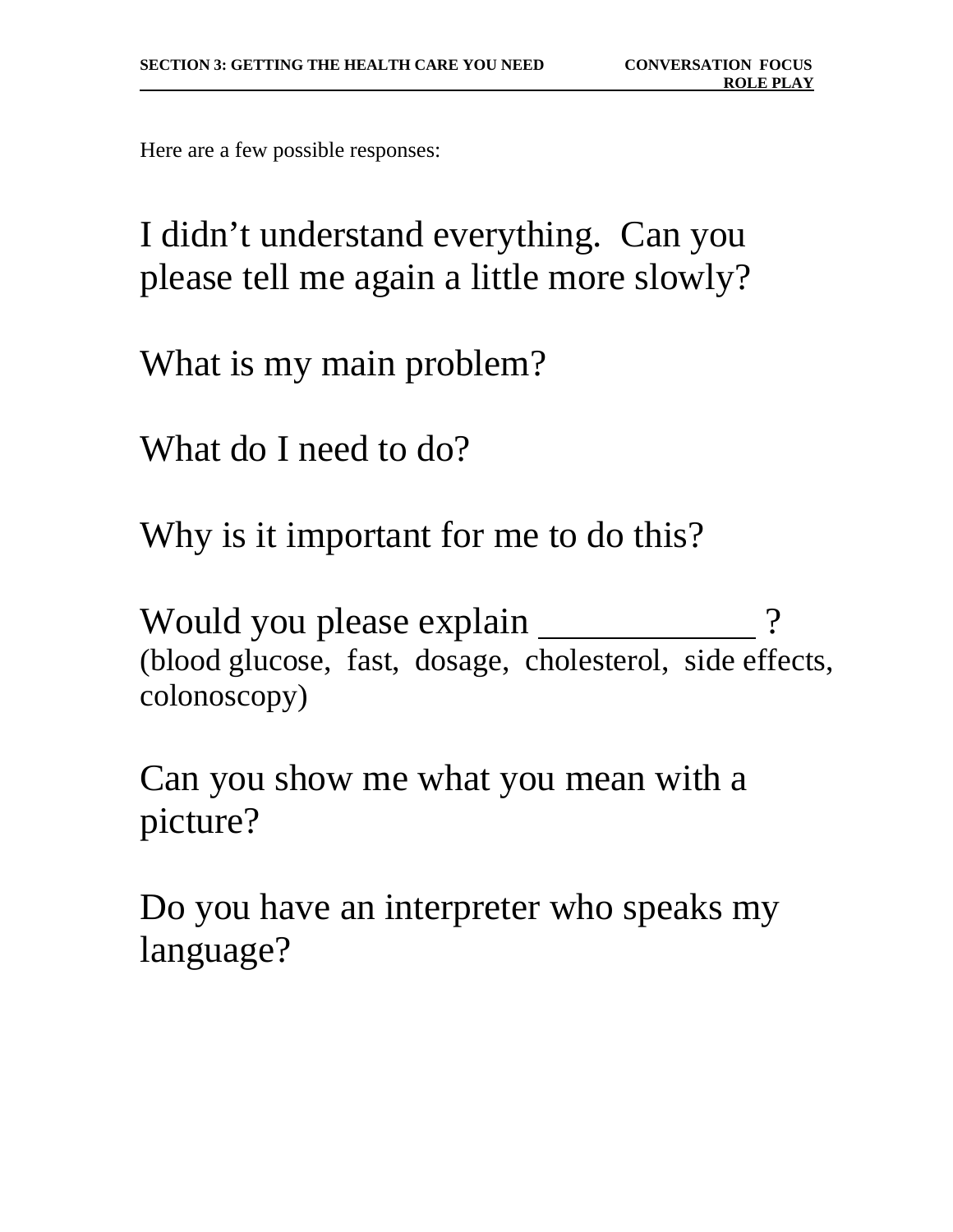Here are a few possible responses:

I didn't understand everything. Can you please tell me again a little more slowly?

What is my main problem?

What do I need to do?

Why is it important for me to do this?

Would you please explain ____________ ?
(blood glucose, fast, dosage, cholesterol, side effects, colonoscopy)

Can you show me what you mean with a picture?

Do you have an interpreter who speaks my language?